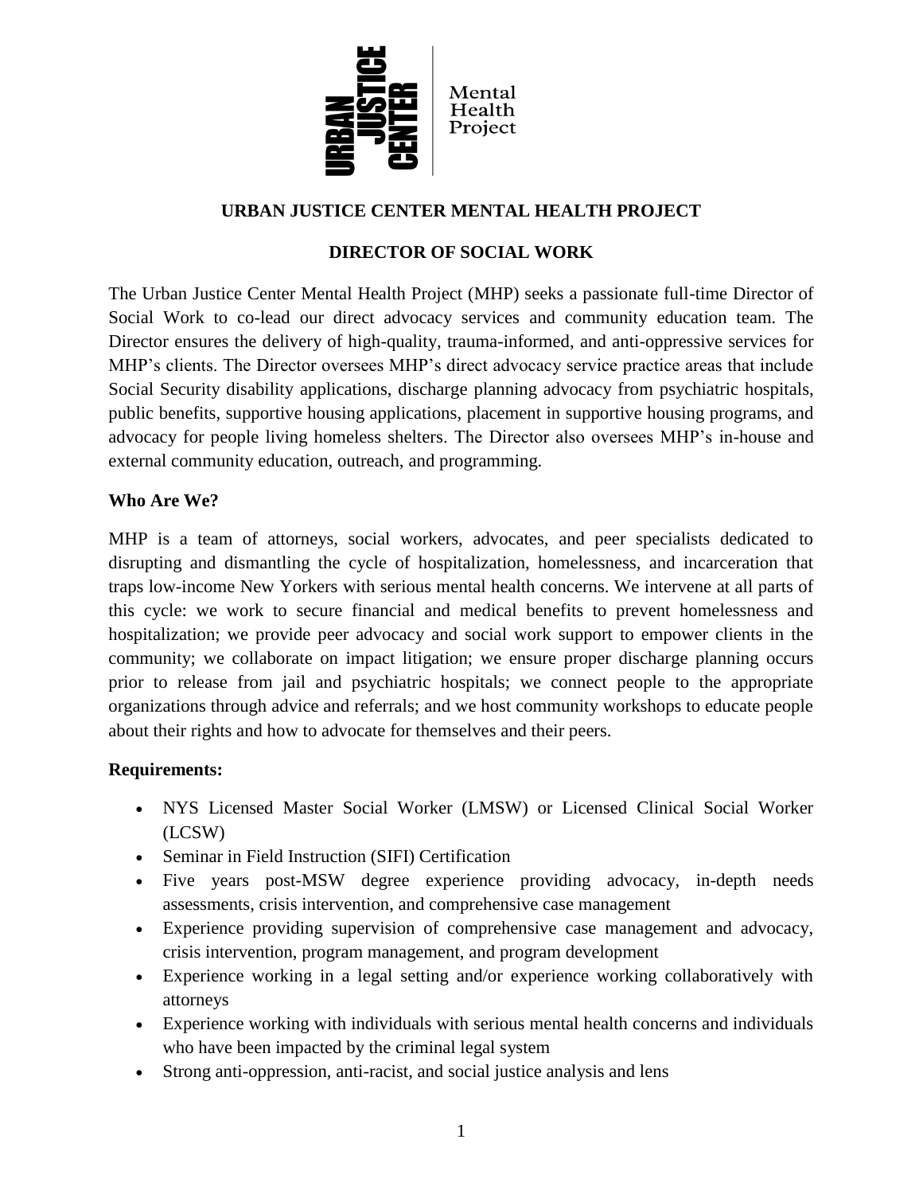# URBAN JUSTICE CENTER MENTAL HEALTH PROJECT

## DIRECTOR OF SOCIAL WORK

The Urban Justice Center Mental Health Project (MHP) seeks a passionate full-time Director of Social Work to co-lead our direct advocacy services and community education team. The Director ensures the delivery of high-quality, trauma-informed, and anti-oppressive services for MHP's clients. The Director oversees MHP's direct advocacy service practice areas that include Social Security disability applications, discharge planning advocacy from psychiatric hospitals, public benefits, supportive housing applications, placement in supportive housing programs, and advocacy for people living homeless shelters. The Director also oversees MHP's in-house and external community education, outreach, and programming.

### Who Are We?

MHP is a team of attorneys, social workers, advocates, and peer specialists dedicated to disrupting and dismantling the cycle of hospitalization, homelessness, and incarceration that traps low-income New Yorkers with serious mental health concerns. We intervene at all parts of this cycle: we work to secure financial and medical benefits to prevent homelessness and hospitalization; we provide peer advocacy and social work support to empower clients in the community; we collaborate on impact litigation; we ensure proper discharge planning occurs prior to release from jail and psychiatric hospitals; we connect people to the appropriate organizations through advice and referrals; and we host community workshops to educate people about their rights and how to advocate for themselves and their peers.

### Requirements:

- NYS Licensed Master Social Worker (LMSW) or Licensed Clinical Social Worker (LCSW)
- Seminar in Field Instruction (SIFI) Certification
- Five years post-MSW degree experience providing advocacy, in-depth needs assessments, crisis intervention, and comprehensive case management
- Experience providing supervision of comprehensive case management and advocacy, crisis intervention, program management, and program development
- Experience working in a legal setting and/or experience working collaboratively with attorneys
- Experience working with individuals with serious mental health concerns and individuals who have been impacted by the criminal legal system
- Strong anti-oppression, anti-racist, and social justice analysis and lens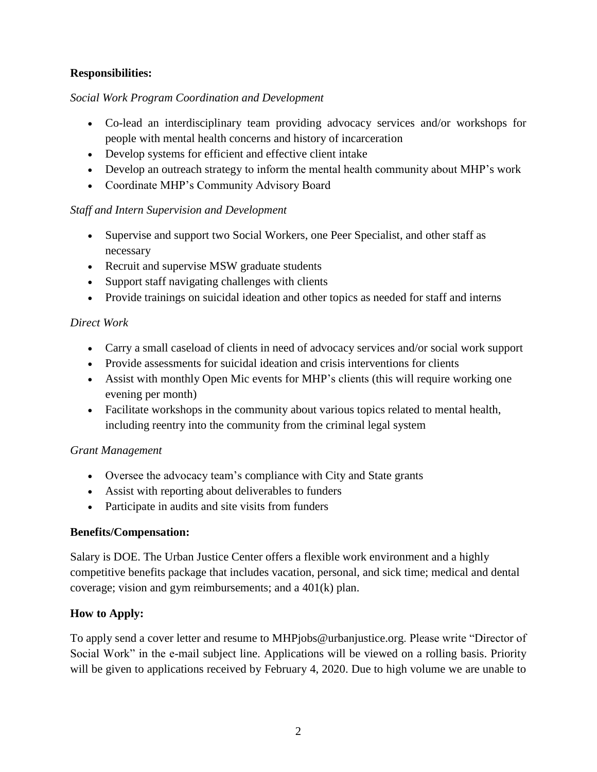**Responsibilities:**

*Social Work Program Coordination and Development*

- Co-lead an interdisciplinary team providing advocacy services and/or workshops for people with mental health concerns and history of incarceration
- Develop systems for efficient and effective client intake
- Develop an outreach strategy to inform the mental health community about MHP's work
- Coordinate MHP's Community Advisory Board

*Staff and Intern Supervision and Development*

- Supervise and support two Social Workers, one Peer Specialist, and other staff as necessary
- Recruit and supervise MSW graduate students
- Support staff navigating challenges with clients
- Provide trainings on suicidal ideation and other topics as needed for staff and interns

*Direct Work*

- Carry a small caseload of clients in need of advocacy services and/or social work support
- Provide assessments for suicidal ideation and crisis interventions for clients
- Assist with monthly Open Mic events for MHP's clients (this will require working one evening per month)
- Facilitate workshops in the community about various topics related to mental health, including reentry into the community from the criminal legal system

*Grant Management*

- Oversee the advocacy team's compliance with City and State grants
- Assist with reporting about deliverables to funders
- Participate in audits and site visits from funders

**Benefits/Compensation:**

Salary is DOE. The Urban Justice Center offers a flexible work environment and a highly competitive benefits package that includes vacation, personal, and sick time; medical and dental coverage; vision and gym reimbursements; and a 401(k) plan.

**How to Apply:**

To apply send a cover letter and resume to MHPjobs@urbanjustice.org. Please write "Director of Social Work" in the e-mail subject line. Applications will be viewed on a rolling basis. Priority will be given to applications received by February 4, 2020. Due to high volume we are unable to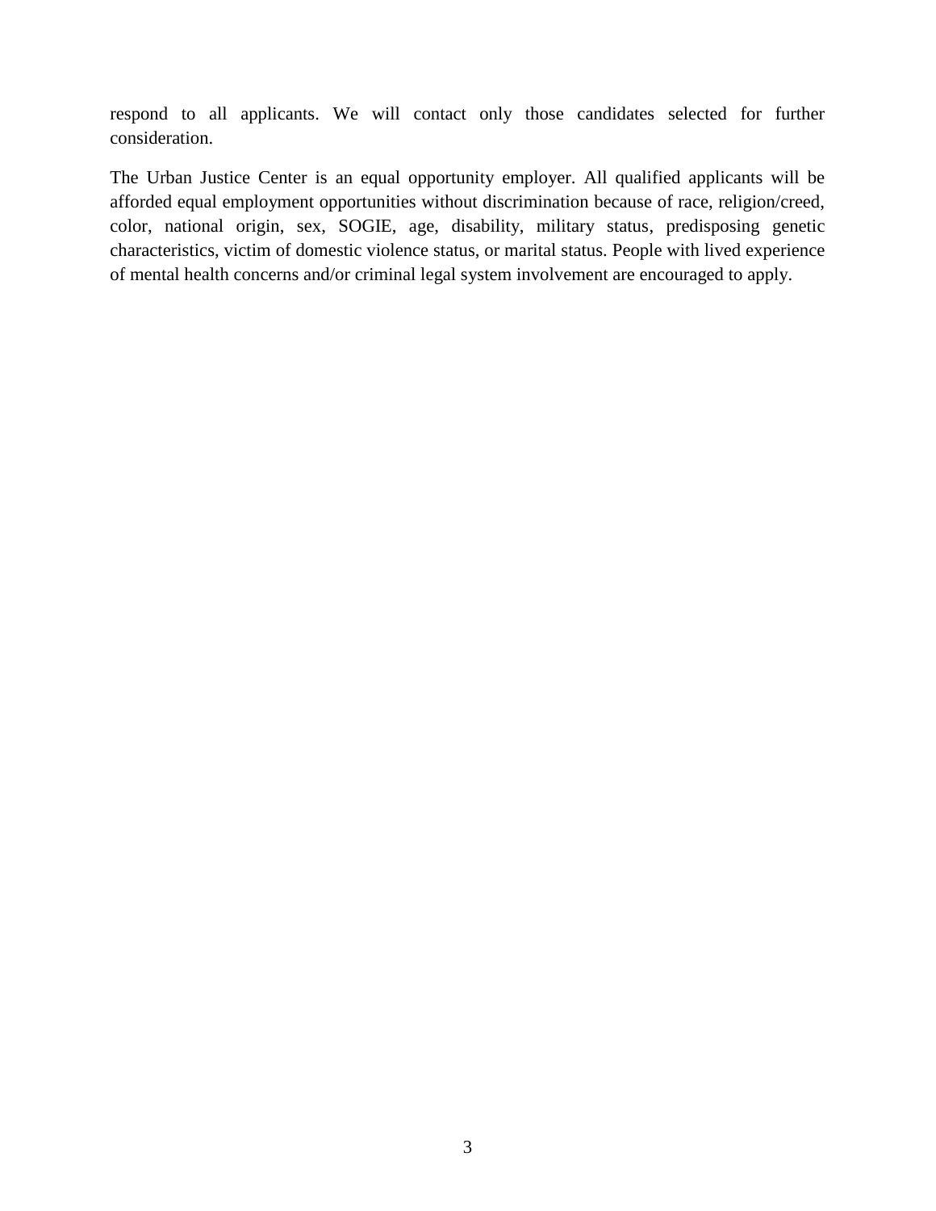respond to all applicants. We will contact only those candidates selected for further consideration.

The Urban Justice Center is an equal opportunity employer. All qualified applicants will be afforded equal employment opportunities without discrimination because of race, religion/creed, color, national origin, sex, SOGIE, age, disability, military status, predisposing genetic characteristics, victim of domestic violence status, or marital status. People with lived experience of mental health concerns and/or criminal legal system involvement are encouraged to apply.